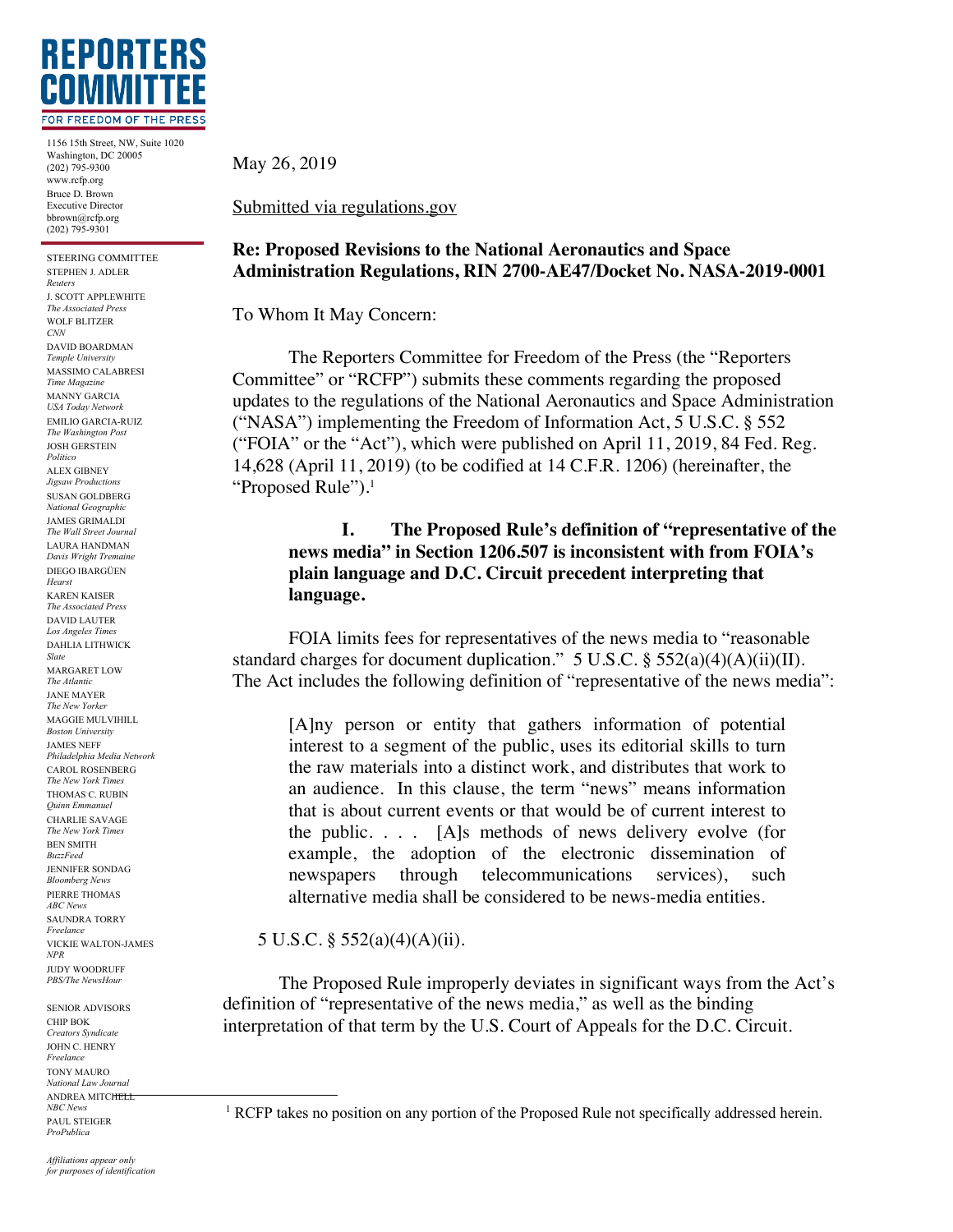**REPORTERS COMMITTEE**
**FOR FREEDOM OF THE PRESS**

1156 15th Street, NW, Suite 1020
Washington, DC 20005
(202) 795-9300
www.rcfp.org
Bruce D. Brown
Executive Director
bbrown@rcfp.org
(202) 795-9301

STEERING COMMITTEE
STEPHEN J. ADLER
*Reuters*
J. SCOTT APPLEWHITE
*The Associated Press*
WOLF BLITZER
*CNN*
DAVID BOARDMAN
*Temple University*
MASSIMO CALABRESI
*Time Magazine*
MANNY GARCIA
*USA Today Network*
EMILIO GARCIA-RUIZ
*The Washington Post*
JOSH GERSTEIN
*Politico*
ALEX GIBNEY
*Jigsaw Productions*
SUSAN GOLDBERG
*National Geographic*
JAMES GRIMALDI
*The Wall Street Journal*
LAURA HANDMAN
*Davis Wright Tremaine*
DIEGO IBARGÜEN
*Hearst*
KAREN KAISER
*The Associated Press*
DAVID LAUTER
*Los Angeles Times*
DAHLIA LITHWICK
*Slate*
MARGARET LOW
*The Atlantic*
JANE MAYER
*The New Yorker*
MAGGIE MULVIHILL
*Boston University*
JAMES NEFF
*Philadelphia Media Network*
CAROL ROSENBERG
*The New York Times*
THOMAS C. RUBIN
*Quinn Emmanuel*
CHARLIE SAVAGE
*The New York Times*
BEN SMITH
*BuzzFeed*
JENNIFER SONDAG
*Bloomberg News*
PIERRE THOMAS
*ABC News*
SAUNDRA TORRY
*Freelance*
VICKIE WALTON-JAMES
*NPR*
JUDY WOODRUFF
*PBS/The NewsHour*

SENIOR ADVISORS
CHIP BOK
*Creators Syndicate*
JOHN C. HENRY
*Freelance*
TONY MAURO
*National Law Journal*
ANDREA MITCHELL
*NBC News*
PAUL STEIGER
*ProPublica*

*Affiliations appear only for purposes of identification*

May 26, 2019

Submitted via regulations.gov

**Re: Proposed Revisions to the National Aeronautics and Space Administration Regulations, RIN 2700-AE47/Docket No. NASA-2019-0001**

To Whom It May Concern:

The Reporters Committee for Freedom of the Press (the "Reporters Committee" or "RCFP") submits these comments regarding the proposed updates to the regulations of the National Aeronautics and Space Administration ("NASA") implementing the Freedom of Information Act, 5 U.S.C. § 552 ("FOIA" or the "Act"), which were published on April 11, 2019, 84 Fed. Reg. 14,628 (April 11, 2019) (to be codified at 14 C.F.R. 1206) (hereinafter, the "Proposed Rule").[1]

## I. The Proposed Rule's definition of "representative of the news media" in Section 1206.507 is inconsistent with from FOIA's plain language and D.C. Circuit precedent interpreting that language.

FOIA limits fees for representatives of the news media to "reasonable standard charges for document duplication." 5 U.S.C. § 552(a)(4)(A)(ii)(II). The Act includes the following definition of "representative of the news media":

> [A]ny person or entity that gathers information of potential interest to a segment of the public, uses its editorial skills to turn the raw materials into a distinct work, and distributes that work to an audience. In this clause, the term "news" means information that is about current events or that would be of current interest to the public. . . . [A]s methods of news delivery evolve (for example, the adoption of the electronic dissemination of newspapers through telecommunications services), such alternative media shall be considered to be news-media entities.

5 U.S.C. § 552(a)(4)(A)(ii).

The Proposed Rule improperly deviates in significant ways from the Act's definition of "representative of the news media," as well as the binding interpretation of that term by the U.S. Court of Appeals for the D.C. Circuit.

[1] RCFP takes no position on any portion of the Proposed Rule not specifically addressed herein.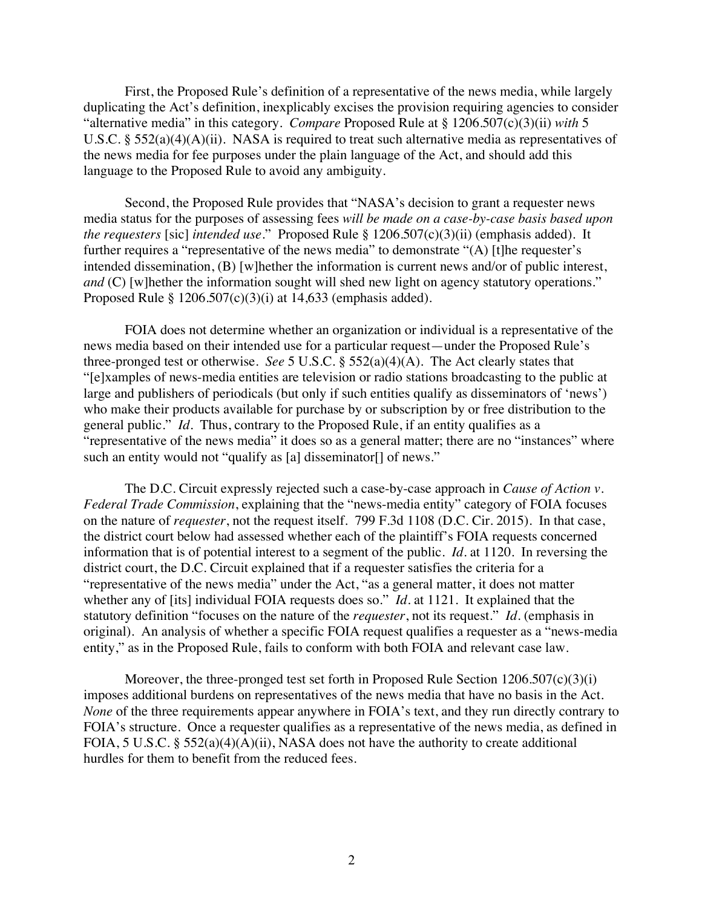First, the Proposed Rule's definition of a representative of the news media, while largely duplicating the Act's definition, inexplicably excises the provision requiring agencies to consider "alternative media" in this category. *Compare* Proposed Rule at § 1206.507(c)(3)(ii) *with* 5 U.S.C. § 552(a)(4)(A)(ii). NASA is required to treat such alternative media as representatives of the news media for fee purposes under the plain language of the Act, and should add this language to the Proposed Rule to avoid any ambiguity.

Second, the Proposed Rule provides that "NASA's decision to grant a requester news media status for the purposes of assessing fees *will be made on a case-by-case basis based upon the requesters* [sic] *intended use*." Proposed Rule § 1206.507(c)(3)(ii) (emphasis added). It further requires a "representative of the news media" to demonstrate "(A) [t]he requester's intended dissemination, (B) [w]hether the information is current news and/or of public interest, *and* (C) [w]hether the information sought will shed new light on agency statutory operations." Proposed Rule § 1206.507(c)(3)(i) at 14,633 (emphasis added).

FOIA does not determine whether an organization or individual is a representative of the news media based on their intended use for a particular request—under the Proposed Rule's three-pronged test or otherwise. *See* 5 U.S.C. § 552(a)(4)(A). The Act clearly states that "[e]xamples of news-media entities are television or radio stations broadcasting to the public at large and publishers of periodicals (but only if such entities qualify as disseminators of 'news') who make their products available for purchase by or subscription by or free distribution to the general public." *Id.* Thus, contrary to the Proposed Rule, if an entity qualifies as a "representative of the news media" it does so as a general matter; there are no "instances" where such an entity would not "qualify as [a] disseminator[] of news."

The D.C. Circuit expressly rejected such a case-by-case approach in *Cause of Action v. Federal Trade Commission*, explaining that the "news-media entity" category of FOIA focuses on the nature of *requester*, not the request itself. 799 F.3d 1108 (D.C. Cir. 2015). In that case, the district court below had assessed whether each of the plaintiff's FOIA requests concerned information that is of potential interest to a segment of the public. *Id.* at 1120. In reversing the district court, the D.C. Circuit explained that if a requester satisfies the criteria for a "representative of the news media" under the Act, "as a general matter, it does not matter whether any of [its] individual FOIA requests does so." *Id.* at 1121. It explained that the statutory definition "focuses on the nature of the *requester*, not its request." *Id.* (emphasis in original). An analysis of whether a specific FOIA request qualifies a requester as a "news-media entity," as in the Proposed Rule, fails to conform with both FOIA and relevant case law.

Moreover, the three-pronged test set forth in Proposed Rule Section 1206.507(c)(3)(i) imposes additional burdens on representatives of the news media that have no basis in the Act. *None* of the three requirements appear anywhere in FOIA's text, and they run directly contrary to FOIA's structure. Once a requester qualifies as a representative of the news media, as defined in FOIA, 5 U.S.C. § 552(a)(4)(A)(ii), NASA does not have the authority to create additional hurdles for them to benefit from the reduced fees.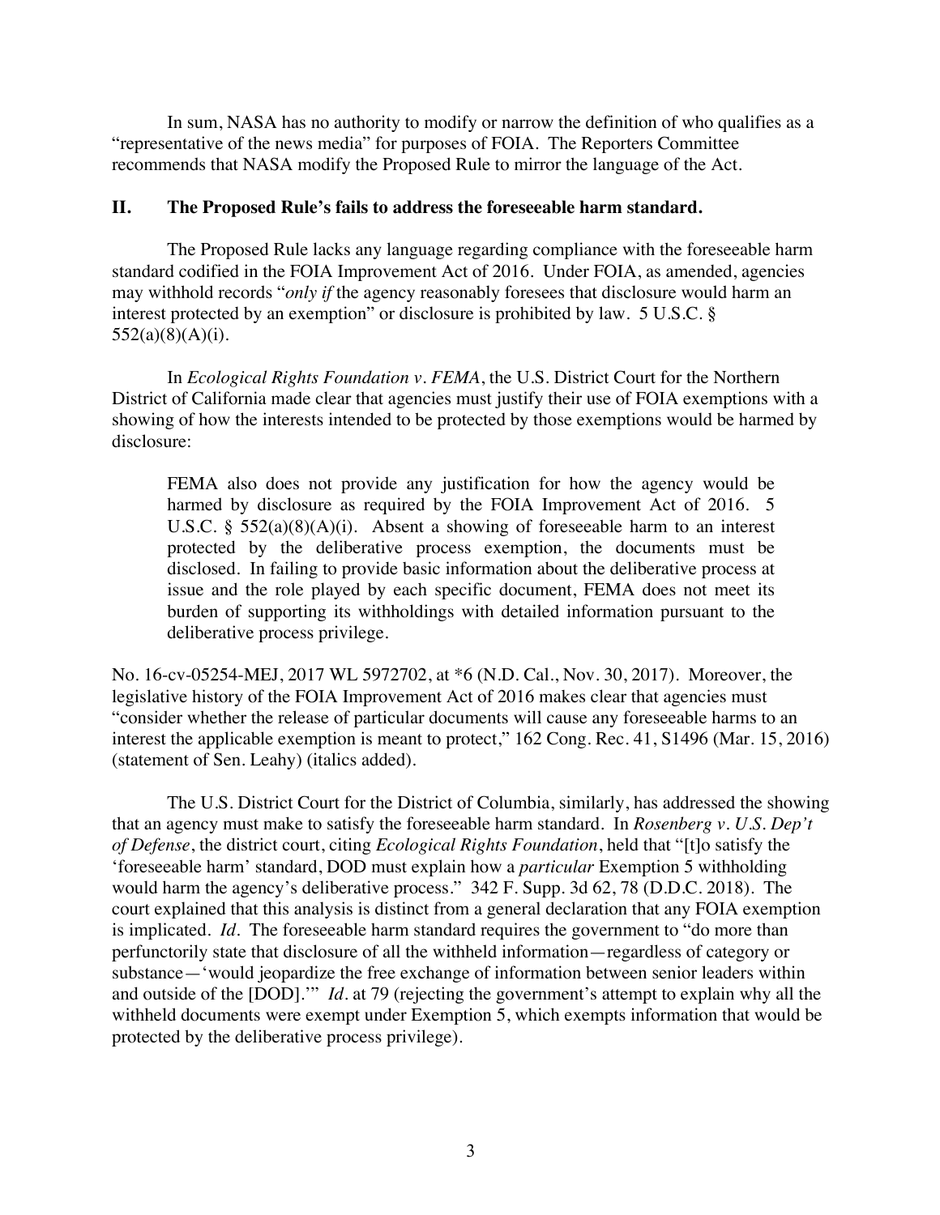In sum, NASA has no authority to modify or narrow the definition of who qualifies as a "representative of the news media" for purposes of FOIA. The Reporters Committee recommends that NASA modify the Proposed Rule to mirror the language of the Act.

## II. The Proposed Rule's fails to address the foreseeable harm standard.

The Proposed Rule lacks any language regarding compliance with the foreseeable harm standard codified in the FOIA Improvement Act of 2016. Under FOIA, as amended, agencies may withhold records "*only if* the agency reasonably foresees that disclosure would harm an interest protected by an exemption" or disclosure is prohibited by law. 5 U.S.C. § 552(a)(8)(A)(i).

In *Ecological Rights Foundation v. FEMA*, the U.S. District Court for the Northern District of California made clear that agencies must justify their use of FOIA exemptions with a showing of how the interests intended to be protected by those exemptions would be harmed by disclosure:

> FEMA also does not provide any justification for how the agency would be harmed by disclosure as required by the FOIA Improvement Act of 2016. 5 U.S.C. § 552(a)(8)(A)(i). Absent a showing of foreseeable harm to an interest protected by the deliberative process exemption, the documents must be disclosed. In failing to provide basic information about the deliberative process at issue and the role played by each specific document, FEMA does not meet its burden of supporting its withholdings with detailed information pursuant to the deliberative process privilege.

No. 16-cv-05254-MEJ, 2017 WL 5972702, at *6 (N.D. Cal., Nov. 30, 2017). Moreover, the legislative history of the FOIA Improvement Act of 2016 makes clear that agencies must "consider whether the release of particular documents will cause any foreseeable harms to an interest the applicable exemption is meant to protect," 162 Cong. Rec. 41, S1496 (Mar. 15, 2016) (statement of Sen. Leahy) (italics added).

The U.S. District Court for the District of Columbia, similarly, has addressed the showing that an agency must make to satisfy the foreseeable harm standard. In *Rosenberg v. U.S. Dep't of Defense*, the district court, citing *Ecological Rights Foundation*, held that "[t]o satisfy the 'foreseeable harm' standard, DOD must explain how a *particular* Exemption 5 withholding would harm the agency's deliberative process." 342 F. Supp. 3d 62, 78 (D.D.C. 2018). The court explained that this analysis is distinct from a general declaration that any FOIA exemption is implicated. *Id.* The foreseeable harm standard requires the government to "do more than perfunctorily state that disclosure of all the withheld information—regardless of category or substance—'would jeopardize the free exchange of information between senior leaders within and outside of the [DOD].'" *Id.* at 79 (rejecting the government's attempt to explain why all the withheld documents were exempt under Exemption 5, which exempts information that would be protected by the deliberative process privilege).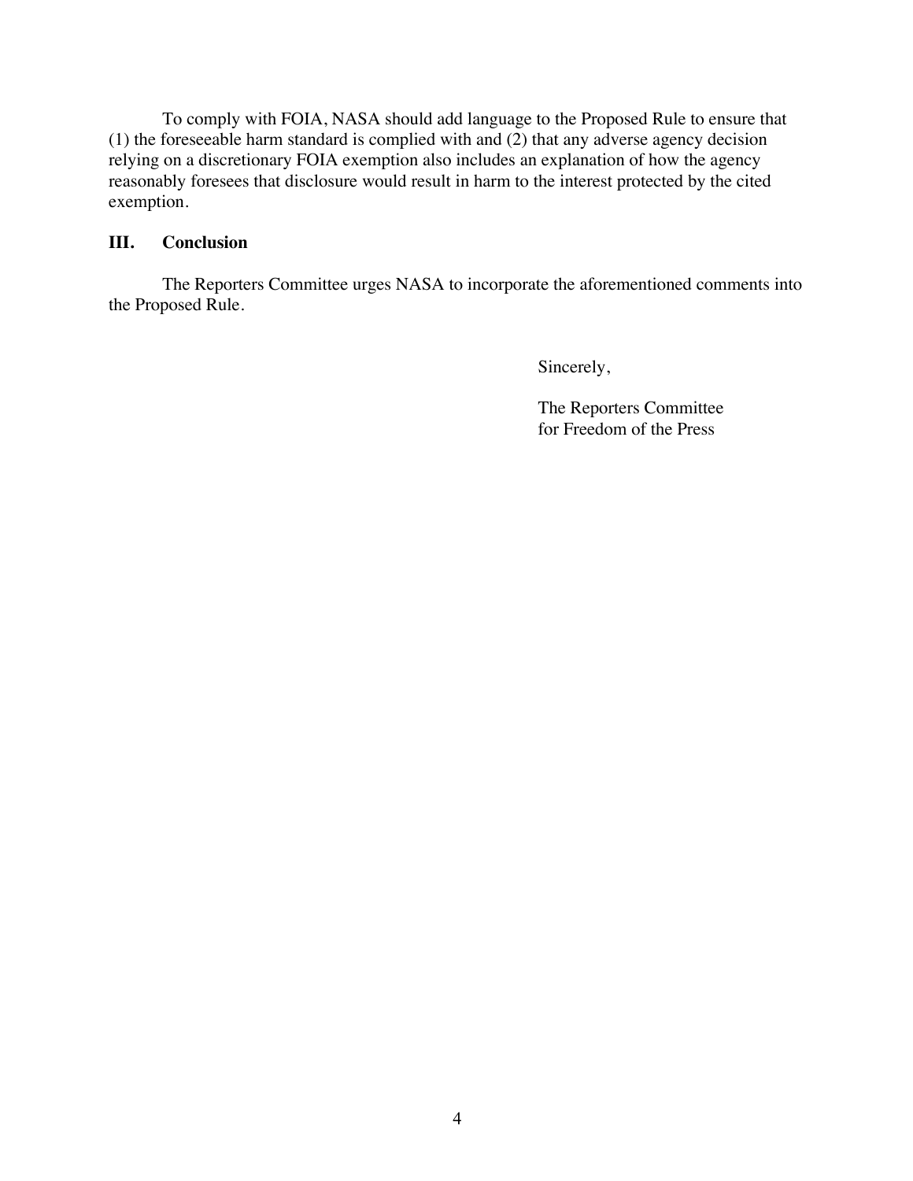To comply with FOIA, NASA should add language to the Proposed Rule to ensure that (1) the foreseeable harm standard is complied with and (2) that any adverse agency decision relying on a discretionary FOIA exemption also includes an explanation of how the agency reasonably foresees that disclosure would result in harm to the interest protected by the cited exemption.

## III. Conclusion

The Reporters Committee urges NASA to incorporate the aforementioned comments into the Proposed Rule.

Sincerely,

The Reporters Committee
for Freedom of the Press